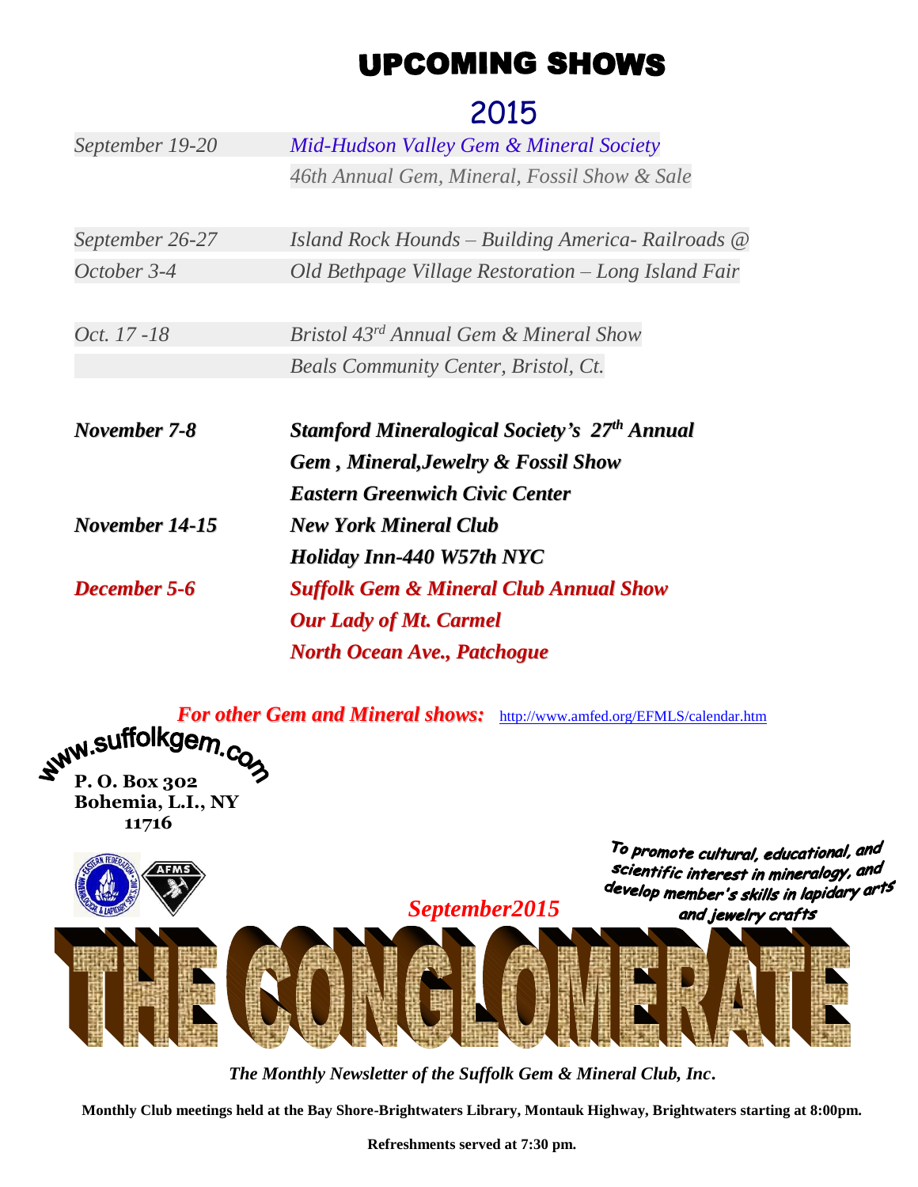# UPCOMING SHOWS

## 2015

| | |
|---|---|
| *September 19-20* | *Mid-Hudson Valley Gem & Mineral Society* |
| | *46th Annual Gem, Mineral, Fossil Show & Sale* |
| *September 26-27* | *Island Rock Hounds – Building America- Railroads @* |
| *October 3-4* | *Old Bethpage Village Restoration – Long Island Fair* |
| *Oct. 17 -18* | *Bristol 43rd Annual Gem & Mineral Show* |
| | *Beals Community Center, Bristol, Ct.* |
| ***November 7-8*** | ***Stamford Mineralogical Society's 27th Annual*** |
| | ***Gem , Mineral,Jewelry & Fossil Show*** |
| | ***Eastern Greenwich Civic Center*** |
| ***November 14-15*** | ***New York Mineral Club*** |
| | ***Holiday Inn-440 W57th NYC*** |
| ***December 5-6*** | ***Suffolk Gem & Mineral Club Annual Show*** |
| | ***Our Lady of Mt. Carmel*** |
| | ***North Ocean Ave., Patchogue*** |

***For other Gem and Mineral shows:*** http://www.amfed.org/EFMLS/calendar.htm

www.suffolkgem.com

**P. O. Box 302**
**Bohemia, L.I., NY**
**11716**

*To promote cultural, educational, and scientific interest in mineralogy, and develop member's skills in lapidary arts and jewelry crafts*

***September2015***

# THE CONGLOMERATE

***The Monthly Newsletter of the Suffolk Gem & Mineral Club, Inc.***

**Monthly Club meetings held at the Bay Shore-Brightwaters Library, Montauk Highway, Brightwaters starting at 8:00pm.**

**Refreshments served at 7:30 pm.**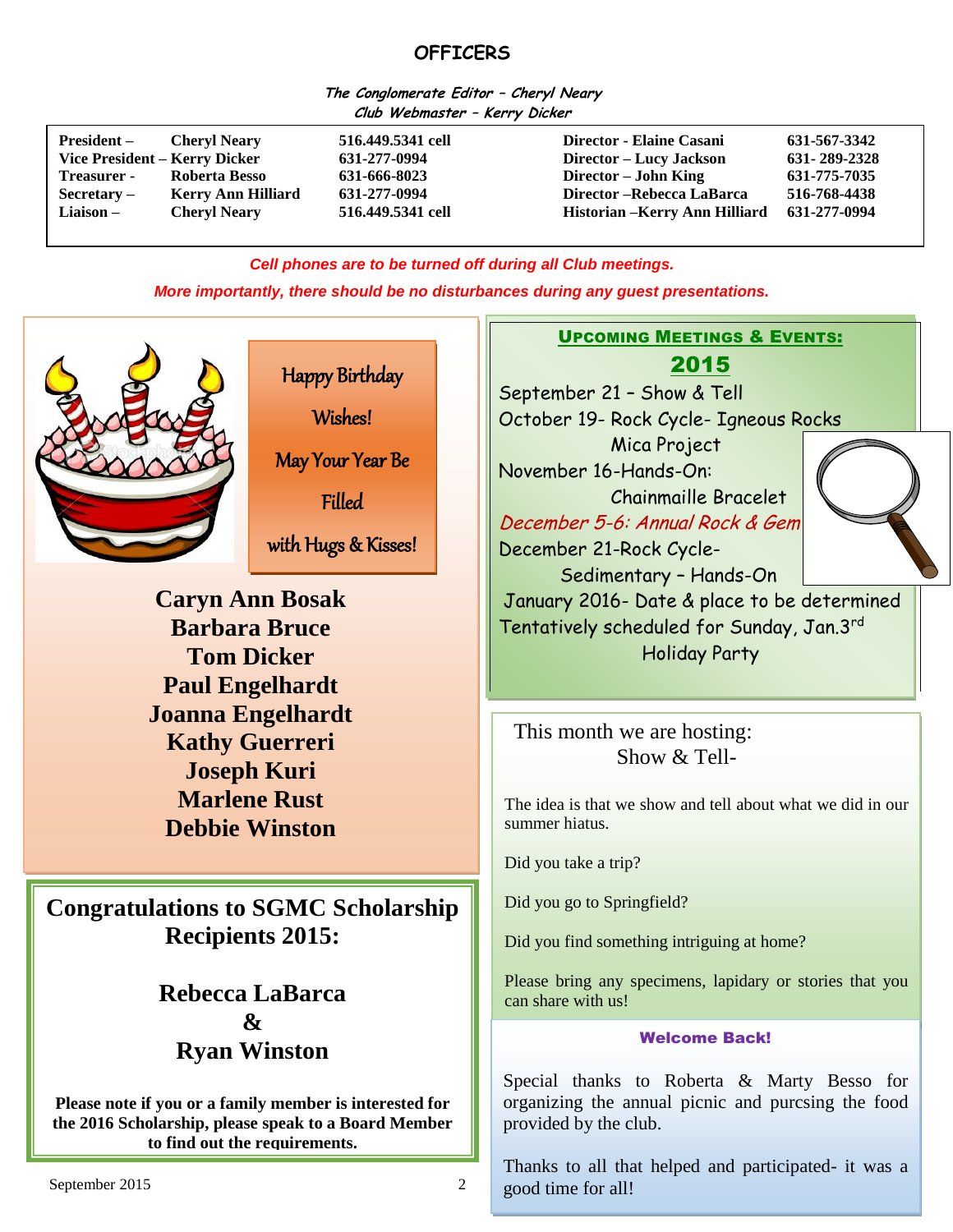# OFFICERS

*The Conglomerate Editor – Cheryl Neary*
*Club Webmaster – Kerry Dicker*

| | | | | |
|---|---|---|---|---|
| **President –** | **Cheryl Neary** | **516.449.5341 cell** | **Director - Elaine Casani** | **631-567-3342** |
| **Vice President –** | **Kerry Dicker** | **631-277-0994** | **Director – Lucy Jackson** | **631- 289-2328** |
| **Treasurer -** | **Roberta Besso** | **631-666-8023** | **Director – John King** | **631-775-7035** |
| **Secretary –** | **Kerry Ann Hilliard** | **631-277-0994** | **Director –Rebecca LaBarca** | **516-768-4438** |
| **Liaison –** | **Cheryl Neary** | **516.449.5341 cell** | **Historian –Kerry Ann Hilliard** | **631-277-0994** |

***Cell phones are to be turned off during all Club meetings.***

***More importantly, there should be no disturbances during any guest presentations.***

Happy Birthday Wishes!
May Your Year Be Filled with Hugs & Kisses!

**Caryn Ann Bosak**
**Barbara Bruce**
**Tom Dicker**
**Paul Engelhardt**
**Joanna Engelhardt**
**Kathy Guerreri**
**Joseph Kuri**
**Marlene Rust**
**Debbie Winston**

## Congratulations to SGMC Scholarship Recipients 2015:

**Rebecca LaBarca**
**&**
**Ryan Winston**

**Please note if you or a family member is interested for the 2016 Scholarship, please speak to a Board Member to find out the requirements.**

## UPCOMING MEETINGS & EVENTS:

### 2015

September 21 – Show & Tell
October 19- Rock Cycle- Igneous Rocks
Mica Project
November 16-Hands-On:
Chainmaille Bracelet
*December 5-6: Annual Rock & Gem*
December 21-Rock Cycle-
Sedimentary – Hands-On
January 2016- Date & place to be determined
Tentatively scheduled for Sunday, Jan.3rd
Holiday Party

This month we are hosting:
Show & Tell-

The idea is that we show and tell about what we did in our summer hiatus.

Did you take a trip?

Did you go to Springfield?

Did you find something intriguing at home?

Please bring any specimens, lapidary or stories that you can share with us!

**Welcome Back!**

Special thanks to Roberta & Marty Besso for organizing the annual picnic and purcsing the food provided by the club.

Thanks to all that helped and participated- it was a good time for all!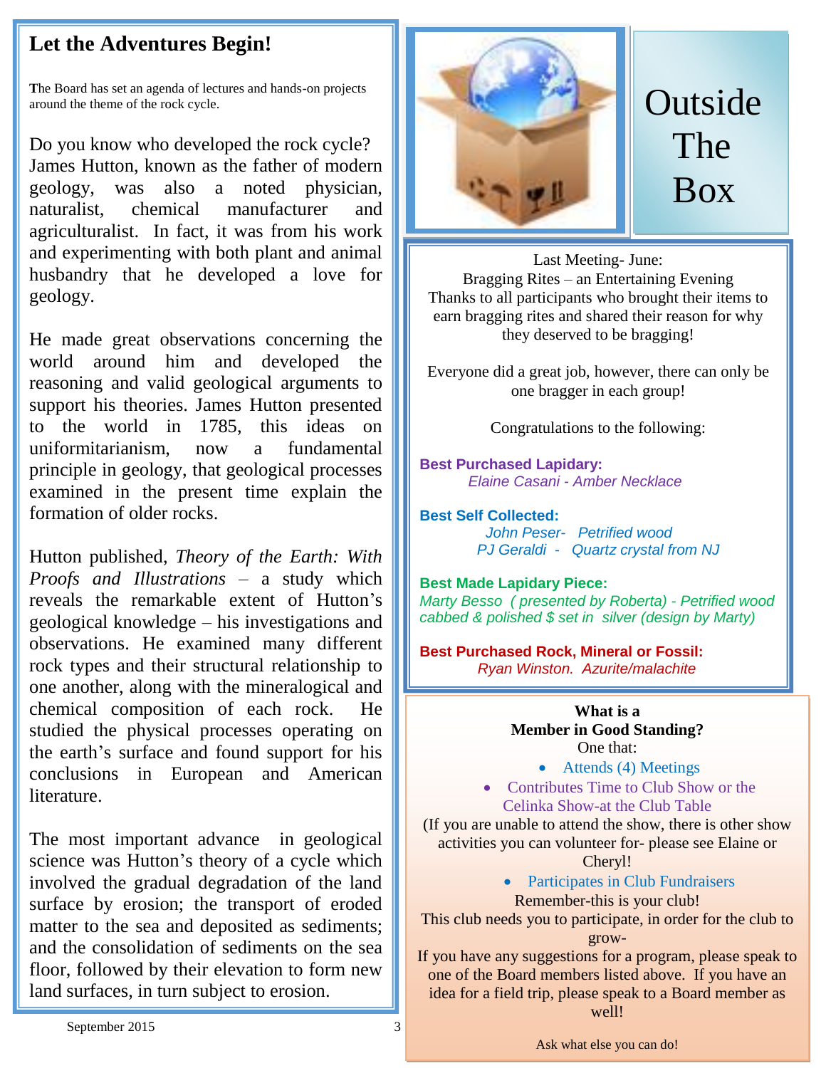## Let the Adventures Begin!

The Board has set an agenda of lectures and hands-on projects around the theme of the rock cycle.

Do you know who developed the rock cycle? James Hutton, known as the father of modern geology, was also a noted physician, naturalist, chemical manufacturer and agriculturalist. In fact, it was from his work and experimenting with both plant and animal husbandry that he developed a love for geology.

He made great observations concerning the world around him and developed the reasoning and valid geological arguments to support his theories. James Hutton presented to the world in 1785, this ideas on uniformitarianism, now a fundamental principle in geology, that geological processes examined in the present time explain the formation of older rocks.

Hutton published, *Theory of the Earth: With Proofs and Illustrations* – a study which reveals the remarkable extent of Hutton's geological knowledge – his investigations and observations. He examined many different rock types and their structural relationship to one another, along with the mineralogical and chemical composition of each rock. He studied the physical processes operating on the earth's surface and found support for his conclusions in European and American literature.

The most important advance in geological science was Hutton's theory of a cycle which involved the gradual degradation of the land surface by erosion; the transport of eroded matter to the sea and deposited as sediments; and the consolidation of sediments on the sea floor, followed by their elevation to form new land surfaces, in turn subject to erosion.

# Outside The Box

Last Meeting- June:
Bragging Rites – an Entertaining Evening
Thanks to all participants who brought their items to earn bragging rites and shared their reason for why they deserved to be bragging!

Everyone did a great job, however, there can only be one bragger in each group!

Congratulations to the following:

**Best Purchased Lapidary:**
*Elaine Casani - Amber Necklace*

**Best Self Collected:**
*John Peser- Petrified wood*
*PJ Geraldi - Quartz crystal from NJ*

**Best Made Lapidary Piece:**
*Marty Besso ( presented by Roberta) - Petrified wood cabbed & polished $ set in silver (design by Marty)*

**Best Purchased Rock, Mineral or Fossil:**
*Ryan Winston. Azurite/malachite*

**What is a Member in Good Standing?**
One that:

- Attends (4) Meetings
- Contributes Time to Club Show or the Celinka Show-at the Club Table

(If you are unable to attend the show, there is other show activities you can volunteer for- please see Elaine or Cheryl!

- Participates in Club Fundraisers

Remember-this is your club!
This club needs you to participate, in order for the club to grow-
If you have any suggestions for a program, please speak to one of the Board members listed above. If you have an idea for a field trip, please speak to a Board member as well!

Ask what else you can do!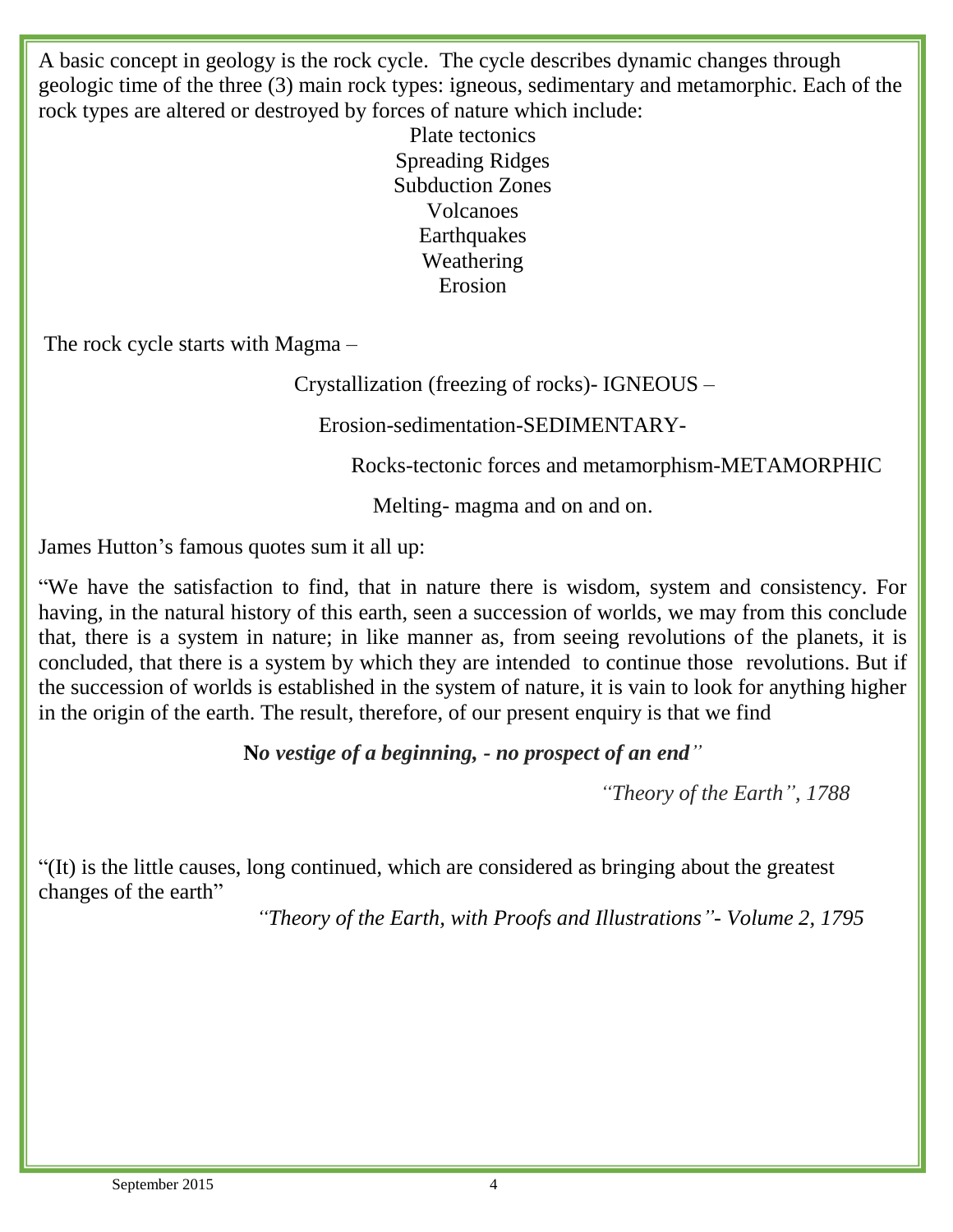A basic concept in geology is the rock cycle. The cycle describes dynamic changes through geologic time of the three (3) main rock types: igneous, sedimentary and metamorphic. Each of the rock types are altered or destroyed by forces of nature which include:

Plate tectonics
Spreading Ridges
Subduction Zones
Volcanoes
Earthquakes
Weathering
Erosion

The rock cycle starts with Magma –

Crystallization (freezing of rocks)- IGNEOUS –

Erosion-sedimentation-SEDIMENTARY-

Rocks-tectonic forces and metamorphism-METAMORPHIC

Melting- magma and on and on.

James Hutton's famous quotes sum it all up:

"We have the satisfaction to find, that in nature there is wisdom, system and consistency. For having, in the natural history of this earth, seen a succession of worlds, we may from this conclude that, there is a system in nature; in like manner as, from seeing revolutions of the planets, it is concluded, that there is a system by which they are intended to continue those revolutions. But if the succession of worlds is established in the system of nature, it is vain to look for anything higher in the origin of the earth. The result, therefore, of our present enquiry is that we find

**N*o vestige of a beginning, - no prospect of an end*"**

*"Theory of the Earth", 1788*

"(It) is the little causes, long continued, which are considered as bringing about the greatest changes of the earth"

*"Theory of the Earth, with Proofs and Illustrations"- Volume 2, 1795*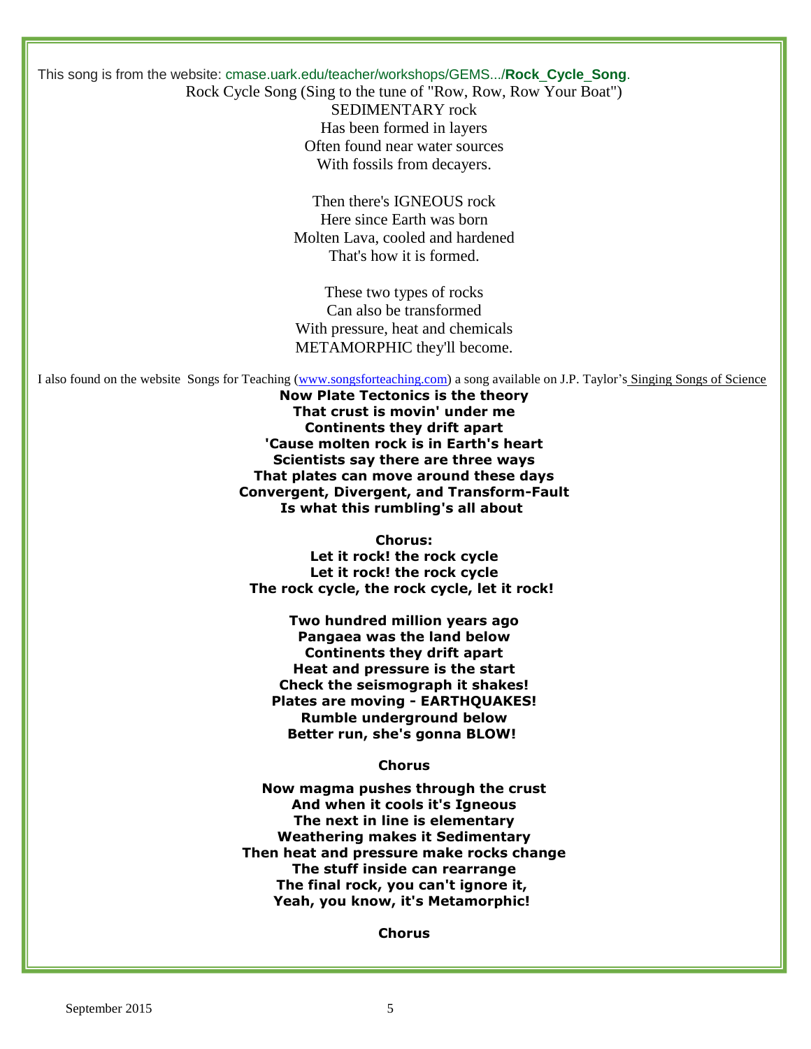This song is from the website: cmase.uark.edu/teacher/workshops/GEMS.../**Rock_Cycle_Song**.

Rock Cycle Song (Sing to the tune of "Row, Row, Row Your Boat")

SEDIMENTARY rock
Has been formed in layers
Often found near water sources
With fossils from decayers.

Then there's IGNEOUS rock
Here since Earth was born
Molten Lava, cooled and hardened
That's how it is formed.

These two types of rocks
Can also be transformed
With pressure, heat and chemicals
METAMORPHIC they'll become.

I also found on the website Songs for Teaching ([www.songsforteaching.com](www.songsforteaching.com)) a song available on J.P. Taylor's Singing Songs of Science

**Now Plate Tectonics is the theory**
**That crust is movin' under me**
**Continents they drift apart**
**'Cause molten rock is in Earth's heart**
**Scientists say there are three ways**
**That plates can move around these days**
**Convergent, Divergent, and Transform-Fault**
**Is what this rumbling's all about**

**Chorus:**
**Let it rock! the rock cycle**
**Let it rock! the rock cycle**
**The rock cycle, the rock cycle, let it rock!**

**Two hundred million years ago**
**Pangaea was the land below**
**Continents they drift apart**
**Heat and pressure is the start**
**Check the seismograph it shakes!**
**Plates are moving - EARTHQUAKES!**
**Rumble underground below**
**Better run, she's gonna BLOW!**

**Chorus**

**Now magma pushes through the crust**
**And when it cools it's Igneous**
**The next in line is elementary**
**Weathering makes it Sedimentary**
**Then heat and pressure make rocks change**
**The stuff inside can rearrange**
**The final rock, you can't ignore it,**
**Yeah, you know, it's Metamorphic!**

**Chorus**